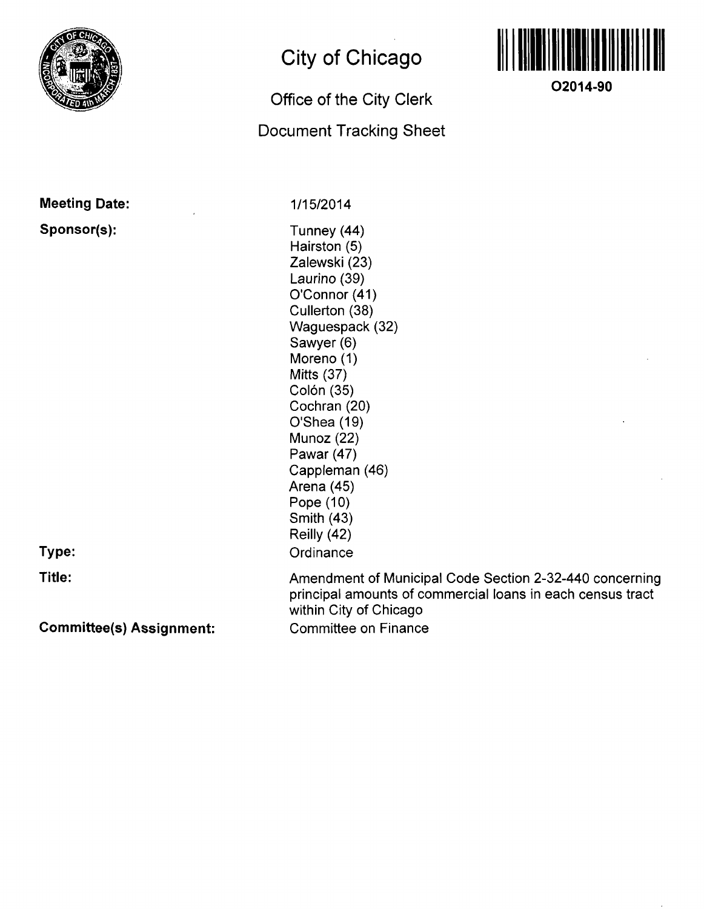# City of Chicago

## Office of the City Clerk

## Document Tracking Sheet

O2014-90

**Meeting Date:** 1/15/2014

**Sponsor(s):**
Tunney (44)
Hairston (5)
Zalewski (23)
Laurino (39)
O'Connor (41)
Cullerton (38)
Waguespack (32)
Sawyer (6)
Moreno (1)
Mitts (37)
Colón (35)
Cochran (20)
O'Shea (19)
Munoz (22)
Pawar (47)
Cappleman (46)
Arena (45)
Pope (10)
Smith (43)
Reilly (42)

**Type:** Ordinance

**Title:** Amendment of Municipal Code Section 2-32-440 concerning principal amounts of commercial loans in each census tract within City of Chicago

**Committee(s) Assignment:** Committee on Finance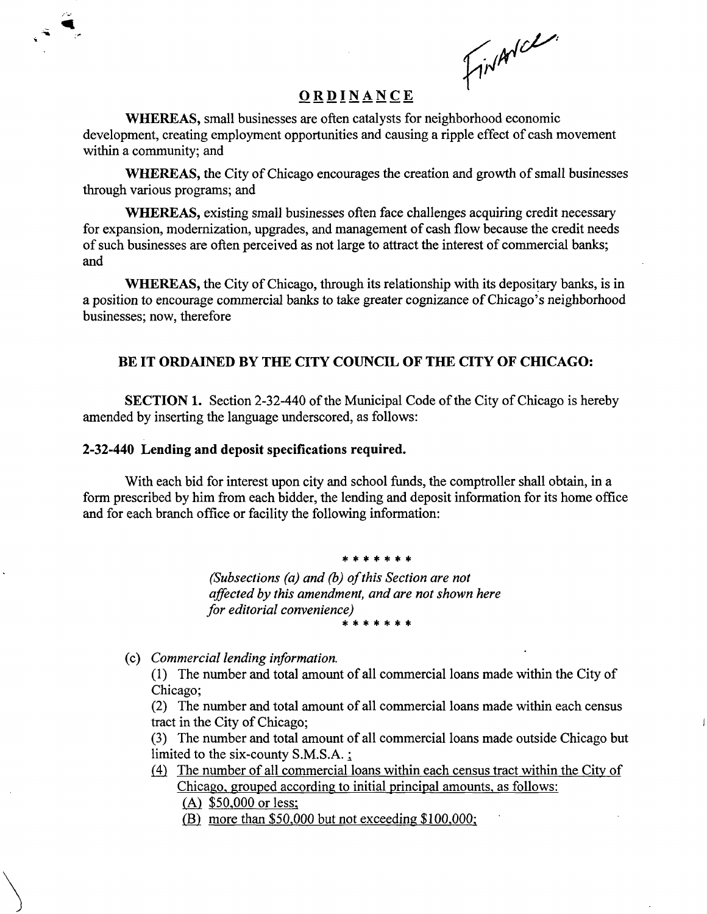Finance

# ORDINANCE

**WHEREAS,** small businesses are often catalysts for neighborhood economic development, creating employment opportunities and causing a ripple effect of cash movement within a community; and

**WHEREAS,** the City of Chicago encourages the creation and growth of small businesses through various programs; and

**WHEREAS,** existing small businesses often face challenges acquiring credit necessary for expansion, modernization, upgrades, and management of cash flow because the credit needs of such businesses are often perceived as not large to attract the interest of commercial banks; and

**WHEREAS,** the City of Chicago, through its relationship with its depositary banks, is in a position to encourage commercial banks to take greater cognizance of Chicago's neighborhood businesses; now, therefore

**BE IT ORDAINED BY THE CITY COUNCIL OF THE CITY OF CHICAGO:**

**SECTION 1.** Section 2-32-440 of the Municipal Code of the City of Chicago is hereby amended by inserting the language underscored, as follows:

**2-32-440 Lending and deposit specifications required.**

With each bid for interest upon city and school funds, the comptroller shall obtain, in a form prescribed by him from each bidder, the lending and deposit information for its home office and for each branch office or facility the following information:

\* \* \* \* \* \* \*

*(Subsections (a) and (b) of this Section are not affected by this amendment, and are not shown here for editorial convenience)*

\* \* \* \* \* \* \*

(c) *Commercial lending information.*

(1) The number and total amount of all commercial loans made within the City of Chicago;

(2) The number and total amount of all commercial loans made within each census tract in the City of Chicago;

(3) The number and total amount of all commercial loans made outside Chicago but limited to the six-county S.M.S.A. ;

<u>(4) The number of all commercial loans within each census tract within the City of Chicago, grouped according to initial principal amounts, as follows:</u>

<u>(A) $50,000 or less;</u>

<u>(B) more than $50,000 but not exceeding $100,000;</u>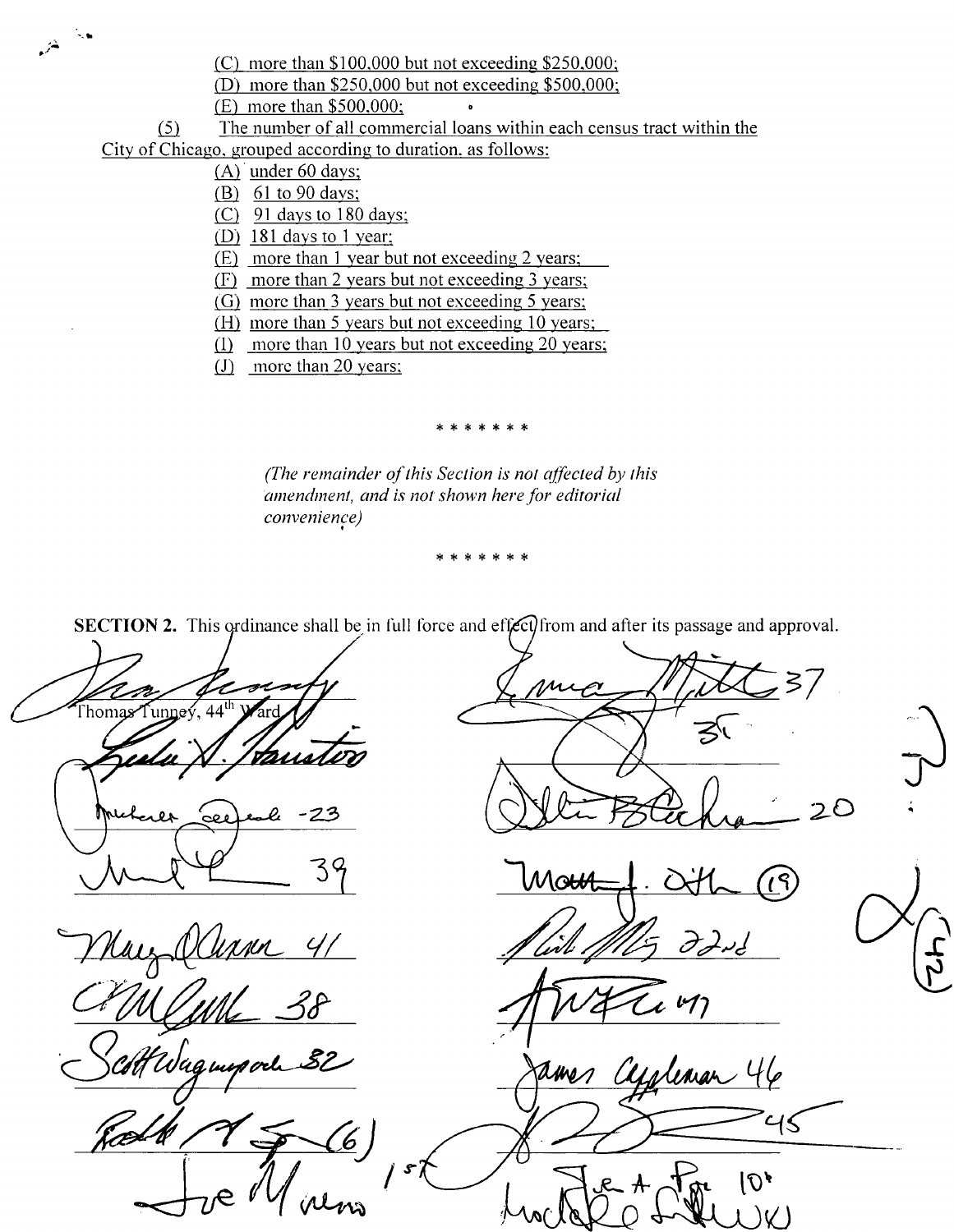(C) more than $100,000 but not exceeding $250,000;

(D) more than $250,000 but not exceeding $500,000;

(E) more than $500,000;

(5) The number of all commercial loans within each census tract within the City of Chicago, grouped according to duration, as follows:

(A) under 60 days;

(B) 61 to 90 days;

(C) 91 days to 180 days;

(D) 181 days to 1 year;

(E) more than 1 year but not exceeding 2 years;

(F) more than 2 years but not exceeding 3 years;

(G) more than 3 years but not exceeding 5 years;

(H) more than 5 years but not exceeding 10 years;

(I) more than 10 years but not exceeding 20 years;

(J) more than 20 years;

\* \* \* \* \* \* \*

*(The remainder of this Section is not affected by this amendment, and is not shown here for editorial convenience)*

\* \* \* \* \* \* \*

**SECTION 2.** This ordinance shall be in full force and effect from and after its passage and approval.

Thomas Tunney, 44th Ward

-23

39

41

38

32

(6)

1st

37

35

20

(19)

22nd

47

46

45

10th

(42)